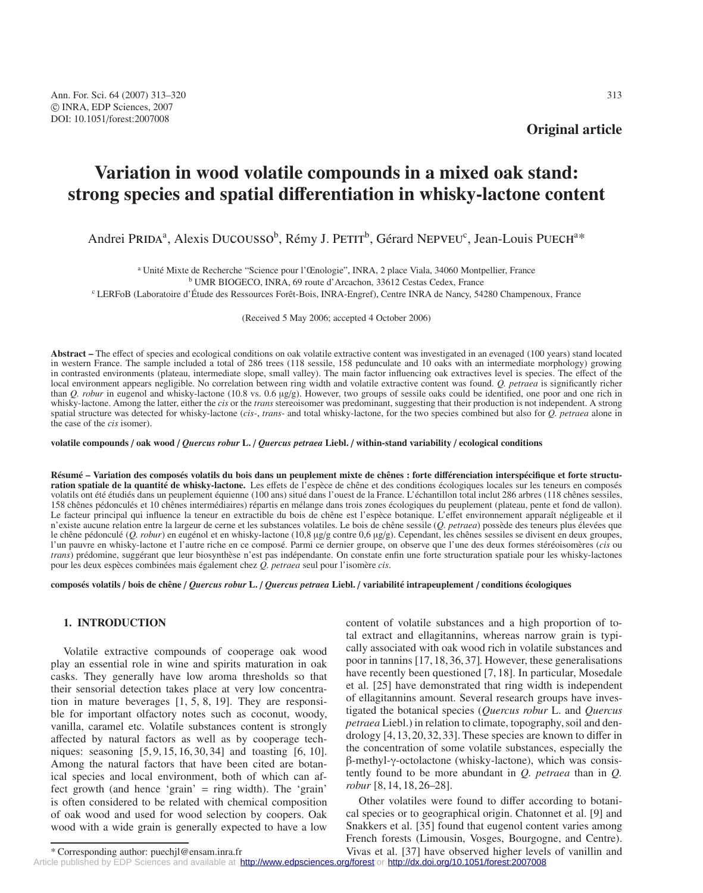Original article

# Variation in wood volatile compounds in a mixed oak stand: strong species and spatial differentiation in whisky-lactone content

Andrei PRIDA[a], Alexis DUCOUSSO[b], Rémy J. PETIT[b], Gérard NEPVEU[c], Jean-Louis PUECH[a]*

[a] Unité Mixte de Recherche "Science pour l'Œnologie", INRA, 2 place Viala, 34060 Montpellier, France
[b] UMR BIOGECO, INRA, 69 route d'Arcachon, 33612 Cestas Cedex, France
[c] LERFoB (Laboratoire d'Étude des Ressources Forêt-Bois, INRA-Engref), Centre INRA de Nancy, 54280 Champenoux, France

(Received 5 May 2006; accepted 4 October 2006)

**Abstract –** The effect of species and ecological conditions on oak volatile extractive content was investigated in an evenaged (100 years) stand located in western France. The sample included a total of 286 trees (118 sessile, 158 pedunculate and 10 oaks with an intermediate morphology) growing in contrasted environments (plateau, intermediate slope, small valley). The main factor influencing oak extractives level is species. The effect of the local environment appears negligible. No correlation between ring width and volatile extractive content was found. *Q. petraea* is significantly richer than *Q. robur* in eugenol and whisky-lactone (10.8 vs. 0.6 µg/g). However, two groups of sessile oaks could be identified, one poor and one rich in whisky-lactone. Among the latter, either the *cis* or the *trans* stereoisomer was predominant, suggesting that their production is not independent. A strong spatial structure was detected for whisky-lactone (*cis*-, *trans*- and total whisky-lactone, for the two species combined but also for *Q. petraea* alone in the case of the *cis* isomer).

**volatile compounds / oak wood / *Quercus robur* L. / *Quercus petraea* Liebl. / within-stand variability / ecological conditions**

**Résumé – Variation des composés volatils du bois dans un peuplement mixte de chênes : forte différenciation interspécifique et forte structuration spatiale de la quantité de whisky-lactone.** Les effets de l'espèce de chêne et des conditions écologiques locales sur les teneurs en composés volatils ont été étudiés dans un peuplement équienne (100 ans) situé dans l'ouest de la France. L'échantillon total inclut 286 arbres (118 chênes sessiles, 158 chênes pédonculés et 10 chênes intermédiaires) répartis en mélange dans trois zones écologiques du peuplement (plateau, pente et fond de vallon). Le facteur principal qui influence la teneur en extractible du bois de chêne est l'espèce botanique. L'effet environnement apparaît négligeable et il n'existe aucune relation entre la largeur de cerne et les substances volatiles. Le bois de chêne sessile (*Q. petraea*) possède des teneurs plus élevées que le chêne pédonculé (*Q. robur*) en eugénol et en whisky-lactone (10,8 µg/g contre 0,6 µg/g). Cependant, les chênes sessiles se divisent en deux groupes, l'un pauvre en whisky-lactone et l'autre riche en ce composé. Parmi ce dernier groupe, on observe que l'une des deux formes stéréoisomères (*cis* ou *trans*) prédomine, suggérant que leur biosynthèse n'est pas indépendante. On constate enfin une forte structuration spatiale pour les whisky-lactones pour les deux espèces combinées mais également chez *Q. petraea* seul pour l'isomère *cis*.

**composés volatils / bois de chêne / *Quercus robur* L. / *Quercus petraea* Liebl. / variabilité intrapeuplement / conditions écologiques**

## 1. INTRODUCTION

Volatile extractive compounds of cooperage oak wood play an essential role in wine and spirits maturation in oak casks. They generally have low aroma thresholds so that their sensorial detection takes place at very low concentration in mature beverages [1, 5, 8, 19]. They are responsible for important olfactory notes such as coconut, woody, vanilla, caramel etc. Volatile substances content is strongly affected by natural factors as well as by cooperage techniques: seasoning [5, 9, 15, 16, 30, 34] and toasting [6, 10]. Among the natural factors that have been cited are botanical species and local environment, both of which can affect growth (and hence 'grain' = ring width). The 'grain' is often considered to be related with chemical composition of oak wood and used for wood selection by coopers. Oak wood with a wide grain is generally expected to have a low content of volatile substances and a high proportion of total extract and ellagitannins, whereas narrow grain is typically associated with oak wood rich in volatile substances and poor in tannins [17, 18, 36, 37]. However, these generalisations have recently been questioned [7, 18]. In particular, Mosedale et al. [25] have demonstrated that ring width is independent of ellagitannins amount. Several research groups have investigated the botanical species (*Quercus robur* L. and *Quercus petraea* Liebl.) in relation to climate, topography, soil and dendrology [4, 13, 20, 32, 33]. These species are known to differ in the concentration of some volatile substances, especially the β-methyl-γ-octolactone (whisky-lactone), which was consistently found to be more abundant in *Q. petraea* than in *Q. robur* [8, 14, 18, 26–28].

Other volatiles were found to differ according to botanical species or to geographical origin. Chatonnet et al. [9] and Snakkers et al. [35] found that eugenol content varies among French forests (Limousin, Vosges, Bourgogne, and Centre). Vivas et al. [37] have observed higher levels of vanillin and

\* Corresponding author: puechjl@ensam.inra.fr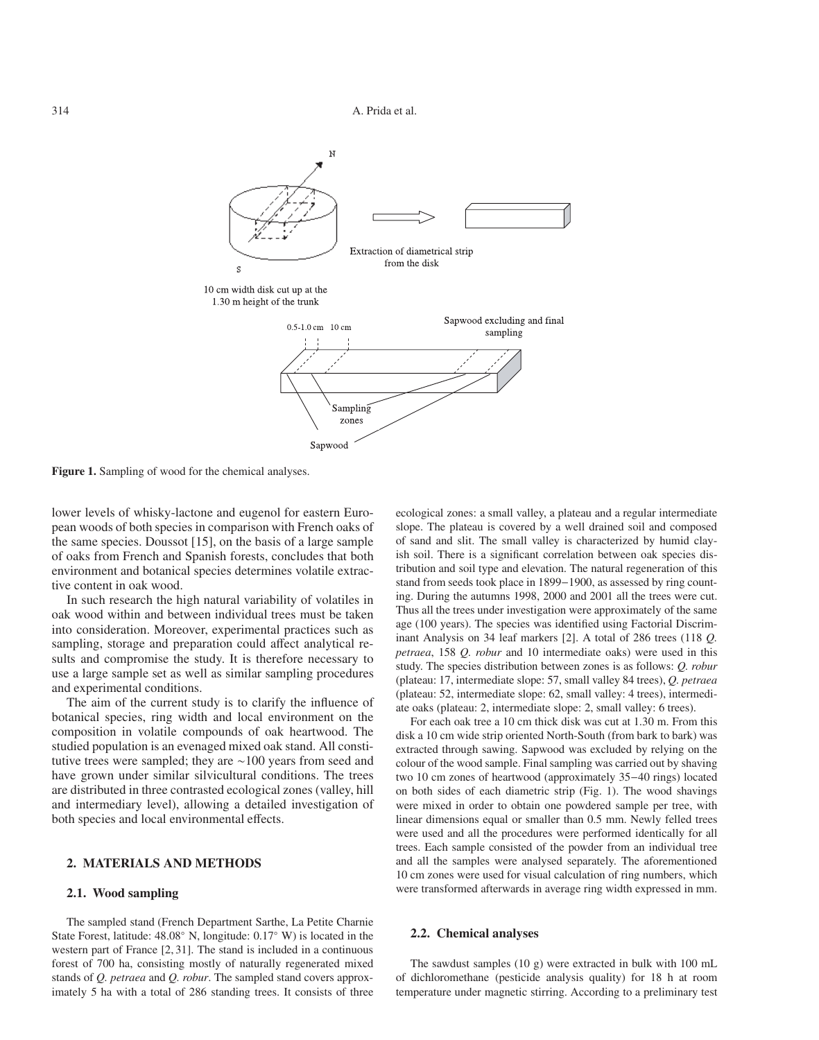Figure 1. Sampling of wood for the chemical analyses.

lower levels of whisky-lactone and eugenol for eastern European woods of both species in comparison with French oaks of the same species. Doussot [15], on the basis of a large sample of oaks from French and Spanish forests, concludes that both environment and botanical species determines volatile extractive content in oak wood.

In such research the high natural variability of volatiles in oak wood within and between individual trees must be taken into consideration. Moreover, experimental practices such as sampling, storage and preparation could affect analytical results and compromise the study. It is therefore necessary to use a large sample set as well as similar sampling procedures and experimental conditions.

The aim of the current study is to clarify the influence of botanical species, ring width and local environment on the composition in volatile compounds of oak heartwood. The studied population is an evenaged mixed oak stand. All constitutive trees were sampled; they are ~100 years from seed and have grown under similar silvicultural conditions. The trees are distributed in three contrasted ecological zones (valley, hill and intermediary level), allowing a detailed investigation of both species and local environmental effects.

## 2. MATERIALS AND METHODS

### 2.1. Wood sampling

The sampled stand (French Department Sarthe, La Petite Charnie State Forest, latitude: 48.08° N, longitude: 0.17° W) is located in the western part of France [2, 31]. The stand is included in a continuous forest of 700 ha, consisting mostly of naturally regenerated mixed stands of *Q. petraea* and *Q. robur*. The sampled stand covers approximately 5 ha with a total of 286 standing trees. It consists of three ecological zones: a small valley, a plateau and a regular intermediate slope. The plateau is covered by a well drained soil and composed of sand and slit. The small valley is characterized by humid clayish soil. There is a significant correlation between oak species distribution and soil type and elevation. The natural regeneration of this stand from seeds took place in 1899–1900, as assessed by ring counting. During the autumns 1998, 2000 and 2001 all the trees were cut. Thus all the trees under investigation were approximately of the same age (100 years). The species was identified using Factorial Discriminant Analysis on 34 leaf markers [2]. A total of 286 trees (118 *Q. petraea*, 158 *Q. robur* and 10 intermediate oaks) were used in this study. The species distribution between zones is as follows: *Q. robur* (plateau: 17, intermediate slope: 57, small valley 84 trees), *Q. petraea* (plateau: 52, intermediate slope: 62, small valley: 4 trees), intermediate oaks (plateau: 2, intermediate slope: 2, small valley: 6 trees).

For each oak tree a 10 cm thick disk was cut at 1.30 m. From this disk a 10 cm wide strip oriented North-South (from bark to bark) was extracted through sawing. Sapwood was excluded by relying on the colour of the wood sample. Final sampling was carried out by shaving two 10 cm zones of heartwood (approximately 35–40 rings) located on both sides of each diametric strip (Fig. 1). The wood shavings were mixed in order to obtain one powdered sample per tree, with linear dimensions equal or smaller than 0.5 mm. Newly felled trees were used and all the procedures were performed identically for all trees. Each sample consisted of the powder from an individual tree and all the samples were analysed separately. The aforementioned 10 cm zones were used for visual calculation of ring numbers, which were transformed afterwards in average ring width expressed in mm.

### 2.2. Chemical analyses

The sawdust samples (10 g) were extracted in bulk with 100 mL of dichloromethane (pesticide analysis quality) for 18 h at room temperature under magnetic stirring. According to a preliminary test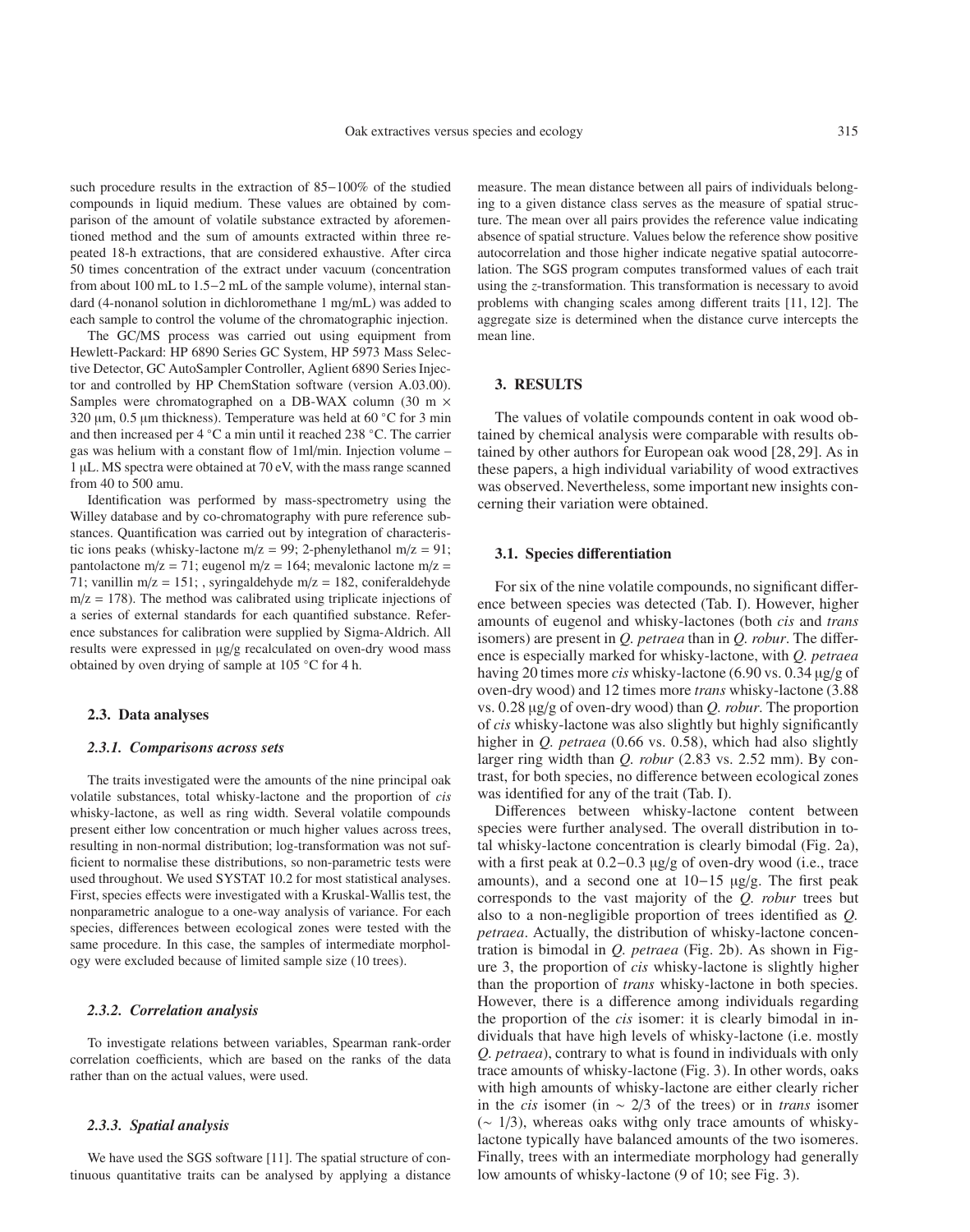such procedure results in the extraction of 85–100% of the studied compounds in liquid medium. These values are obtained by comparison of the amount of volatile substance extracted by aforementioned method and the sum of amounts extracted within three repeated 18-h extractions, that are considered exhaustive. After circa 50 times concentration of the extract under vacuum (concentration from about 100 mL to 1.5–2 mL of the sample volume), internal standard (4-nonanol solution in dichloromethane 1 mg/mL) was added to each sample to control the volume of the chromatographic injection.

The GC/MS process was carried out using equipment from Hewlett-Packard: HP 6890 Series GC System, HP 5973 Mass Selective Detector, GC AutoSampler Controller, Aglient 6890 Series Injector and controlled by HP ChemStation software (version A.03.00). Samples were chromatographed on a DB-WAX column (30 m × 320 μm, 0.5 μm thickness). Temperature was held at 60 °C for 3 min and then increased per 4 °C a min until it reached 238 °C. The carrier gas was helium with a constant flow of 1ml/min. Injection volume – 1 μL. MS spectra were obtained at 70 eV, with the mass range scanned from 40 to 500 amu.

Identification was performed by mass-spectrometry using the Willey database and by co-chromatography with pure reference substances. Quantification was carried out by integration of characteristic ions peaks (whisky-lactone m/z = 99; 2-phenylethanol m/z = 91; pantolactone m/z = 71; eugenol m/z = 164; mevalonic lactone m/z = 71; vanillin m/z = 151; , syringaldehyde m/z = 182, coniferaldehyde m/z = 178). The method was calibrated using triplicate injections of a series of external standards for each quantified substance. Reference substances for calibration were supplied by Sigma-Aldrich. All results were expressed in μg/g recalculated on oven-dry wood mass obtained by oven drying of sample at 105 °C for 4 h.

### 2.3. Data analyses

#### 2.3.1. *Comparisons across sets*

The traits investigated were the amounts of the nine principal oak volatile substances, total whisky-lactone and the proportion of *cis* whisky-lactone, as well as ring width. Several volatile compounds present either low concentration or much higher values across trees, resulting in non-normal distribution; log-transformation was not sufficient to normalise these distributions, so non-parametric tests were used throughout. We used SYSTAT 10.2 for most statistical analyses. First, species effects were investigated with a Kruskal-Wallis test, the nonparametric analogue to a one-way analysis of variance. For each species, differences between ecological zones were tested with the same procedure. In this case, the samples of intermediate morphology were excluded because of limited sample size (10 trees).

#### 2.3.2. *Correlation analysis*

To investigate relations between variables, Spearman rank-order correlation coefficients, which are based on the ranks of the data rather than on the actual values, were used.

#### 2.3.3. *Spatial analysis*

We have used the SGS software [11]. The spatial structure of continuous quantitative traits can be analysed by applying a distance measure. The mean distance between all pairs of individuals belonging to a given distance class serves as the measure of spatial structure. The mean over all pairs provides the reference value indicating absence of spatial structure. Values below the reference show positive autocorrelation and those higher indicate negative spatial autocorrelation. The SGS program computes transformed values of each trait using the *z*-transformation. This transformation is necessary to avoid problems with changing scales among different traits [11, 12]. The aggregate size is determined when the distance curve intercepts the mean line.

## 3. RESULTS

The values of volatile compounds content in oak wood obtained by chemical analysis were comparable with results obtained by other authors for European oak wood [28, 29]. As in these papers, a high individual variability of wood extractives was observed. Nevertheless, some important new insights concerning their variation were obtained.

### 3.1. Species differentiation

For six of the nine volatile compounds, no significant difference between species was detected (Tab. I). However, higher amounts of eugenol and whisky-lactones (both *cis* and *trans* isomers) are present in *Q. petraea* than in *Q. robur*. The difference is especially marked for whisky-lactone, with *Q. petraea* having 20 times more *cis* whisky-lactone (6.90 vs. 0.34 μg/g of oven-dry wood) and 12 times more *trans* whisky-lactone (3.88 vs. 0.28 μg/g of oven-dry wood) than *Q. robur*. The proportion of *cis* whisky-lactone was also slightly but highly significantly higher in *Q. petraea* (0.66 vs. 0.58), which had also slightly larger ring width than *Q. robur* (2.83 vs. 2.52 mm). By contrast, for both species, no difference between ecological zones was identified for any of the trait (Tab. I).

Differences between whisky-lactone content between species were further analysed. The overall distribution in total whisky-lactone concentration is clearly bimodal (Fig. 2a), with a first peak at 0.2–0.3 μg/g of oven-dry wood (i.e., trace amounts), and a second one at 10–15 μg/g. The first peak corresponds to the vast majority of the *Q. robur* trees but also to a non-negligible proportion of trees identified as *Q. petraea*. Actually, the distribution of whisky-lactone concentration is bimodal in *Q. petraea* (Fig. 2b). As shown in Figure 3, the proportion of *cis* whisky-lactone is slightly higher than the proportion of *trans* whisky-lactone in both species. However, there is a difference among individuals regarding the proportion of the *cis* isomer: it is clearly bimodal in individuals that have high levels of whisky-lactone (i.e. mostly *Q. petraea*), contrary to what is found in individuals with only trace amounts of whisky-lactone (Fig. 3). In other words, oaks with high amounts of whisky-lactone are either clearly richer in the *cis* isomer (in ∼ 2/3 of the trees) or in *trans* isomer (∼ 1/3), whereas oaks withg only trace amounts of whisky-lactone typically have balanced amounts of the two isomeres. Finally, trees with an intermediate morphology had generally low amounts of whisky-lactone (9 of 10; see Fig. 3).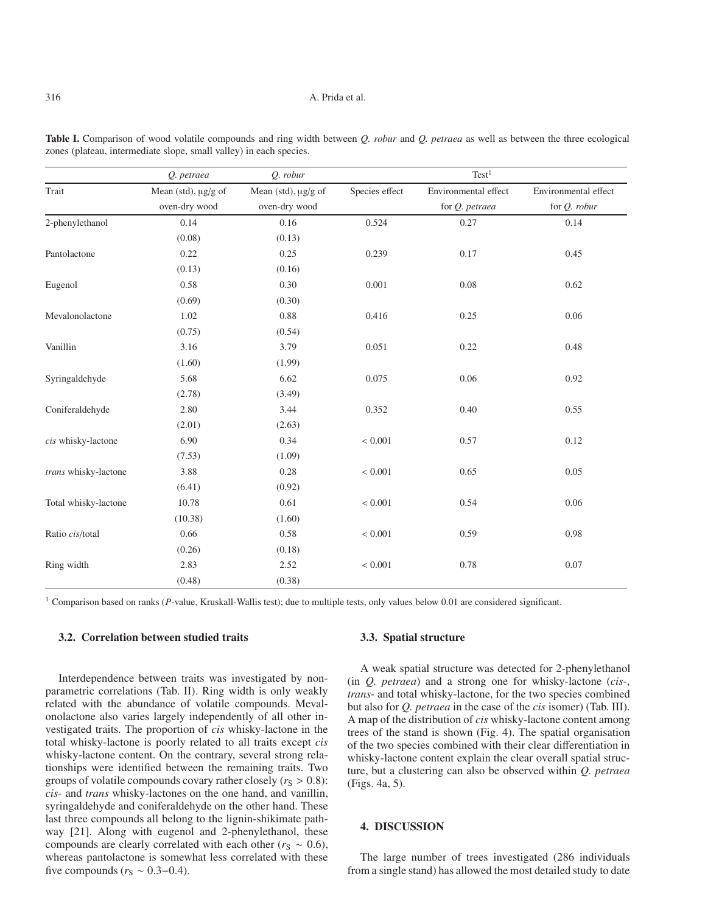**Table I.** Comparison of wood volatile compounds and ring width between *Q. robur* and *Q. petraea* as well as between the three ecological zones (plateau, intermediate slope, small valley) in each species.

| Trait | *Q. petraea* | *Q. robur* | Test[1] | | |
|---|---|---|---|---|---|
| | Mean (std), μg/g of oven-dry wood | Mean (std), μg/g of oven-dry wood | Species effect | Environmental effect for *Q. petraea* | Environmental effect for *Q. robur* |
| 2-phenylethanol | 0.14 (0.08) | 0.16 (0.13) | 0.524 | 0.27 | 0.14 |
| Pantolactone | 0.22 (0.13) | 0.25 (0.16) | 0.239 | 0.17 | 0.45 |
| Eugenol | 0.58 (0.69) | 0.30 (0.30) | 0.001 | 0.08 | 0.62 |
| Mevalonolactone | 1.02 (0.75) | 0.88 (0.54) | 0.416 | 0.25 | 0.06 |
| Vanillin | 3.16 (1.60) | 3.79 (1.99) | 0.051 | 0.22 | 0.48 |
| Syringaldehyde | 5.68 (2.78) | 6.62 (3.49) | 0.075 | 0.06 | 0.92 |
| Coniferaldehyde | 2.80 (2.01) | 3.44 (2.63) | 0.352 | 0.40 | 0.55 |
| *cis* whisky-lactone | 6.90 (7.53) | 0.34 (1.09) | < 0.001 | 0.57 | 0.12 |
| *trans* whisky-lactone | 3.88 (6.41) | 0.28 (0.92) | < 0.001 | 0.65 | 0.05 |
| Total whisky-lactone | 10.78 (10.38) | 0.61 (1.60) | < 0.001 | 0.54 | 0.06 |
| Ratio *cis*/total | 0.66 (0.26) | 0.58 (0.18) | < 0.001 | 0.59 | 0.98 |
| Ring width | 2.83 (0.48) | 2.52 (0.38) | < 0.001 | 0.78 | 0.07 |

[1] Comparison based on ranks (*P*-value, Kruskall-Wallis test); due to multiple tests, only values below 0.01 are considered significant.

### 3.2. Correlation between studied traits

Interdependence between traits was investigated by non-parametric correlations (Tab. II). Ring width is only weakly related with the abundance of volatile compounds. Mevalonolactone also varies largely independently of all other investigated traits. The proportion of *cis* whisky-lactone in the total whisky-lactone is poorly related to all traits except *cis* whisky-lactone content. On the contrary, several strong relationships were identified between the remaining traits. Two groups of volatile compounds covary rather closely ($r_S > 0.8$): *cis*- and *trans* whisky-lactones on the one hand, and vanillin, syringaldehyde and coniferaldehyde on the other hand. These last three compounds all belong to the lignin-shikimate pathway [21]. Along with eugenol and 2-phenylethanol, these compounds are clearly correlated with each other ($r_S \sim 0.6$), whereas pantolactone is somewhat less correlated with these five compounds ($r_S \sim 0.3–0.4$).

### 3.3. Spatial structure

A weak spatial structure was detected for 2-phenylethanol (in *Q. petraea*) and a strong one for whisky-lactone (*cis*-, *trans*- and total whisky-lactone, for the two species combined but also for *Q. petraea* in the case of the *cis* isomer) (Tab. III). A map of the distribution of *cis* whisky-lactone content among trees of the stand is shown (Fig. 4). The spatial organisation of the two species combined with their clear differentiation in whisky-lactone content explain the clear overall spatial structure, but a clustering can also be observed within *Q. petraea* (Figs. 4a, 5).

## 4. DISCUSSION

The large number of trees investigated (286 individuals from a single stand) has allowed the most detailed study to date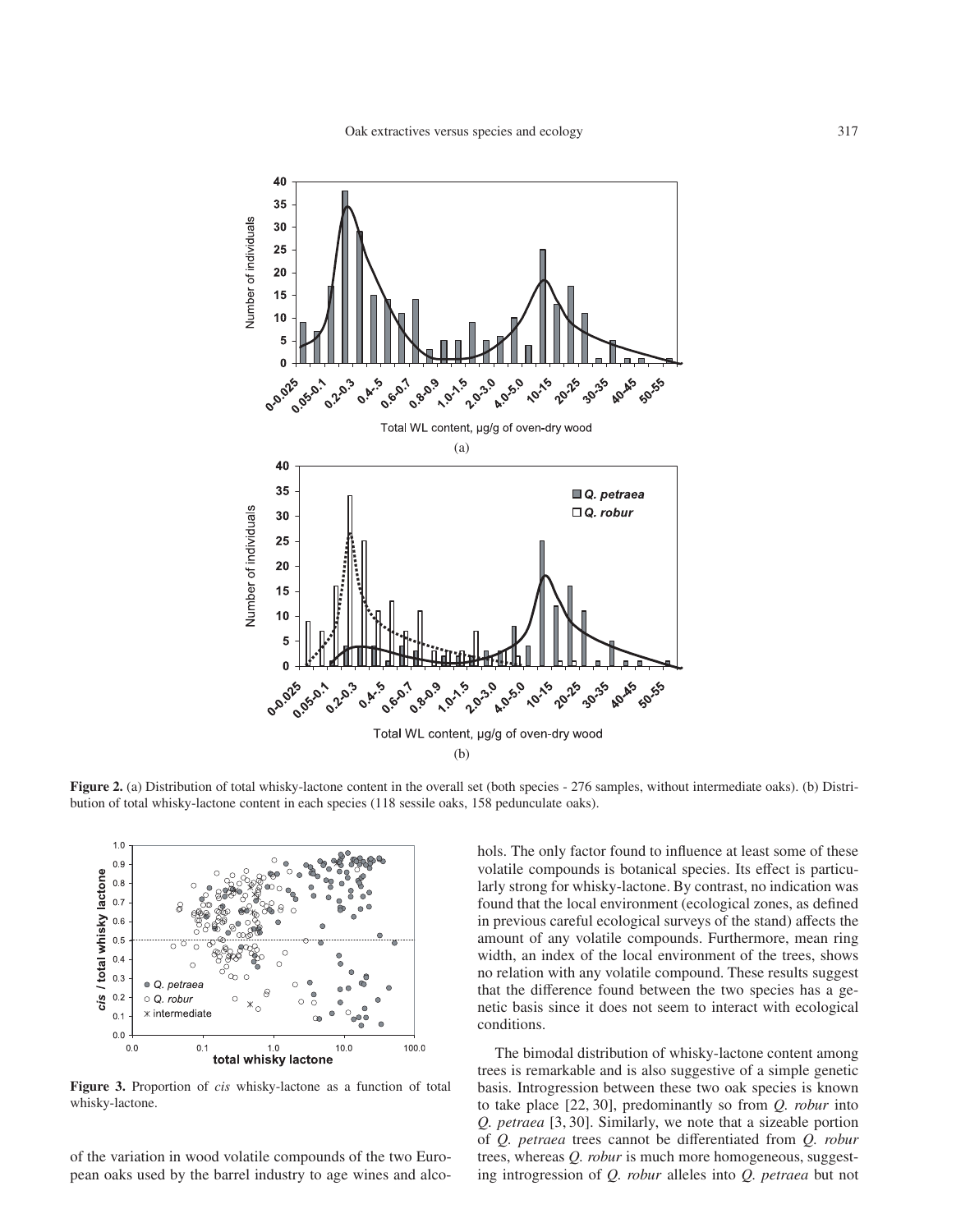**Figure 2.** (a) Distribution of total whisky-lactone content in the overall set (both species - 276 samples, without intermediate oaks). (b) Distribution of total whisky-lactone content in each species (118 sessile oaks, 158 pedunculate oaks).

**Figure 3.** Proportion of *cis* whisky-lactone as a function of total whisky-lactone.

of the variation in wood volatile compounds of the two European oaks used by the barrel industry to age wines and alcohols. The only factor found to influence at least some of these volatile compounds is botanical species. Its effect is particularly strong for whisky-lactone. By contrast, no indication was found that the local environment (ecological zones, as defined in previous careful ecological surveys of the stand) affects the amount of any volatile compounds. Furthermore, mean ring width, an index of the local environment of the trees, shows no relation with any volatile compound. These results suggest that the difference found between the two species has a genetic basis since it does not seem to interact with ecological conditions.

The bimodal distribution of whisky-lactone content among trees is remarkable and is also suggestive of a simple genetic basis. Introgression between these two oak species is known to take place [22, 30], predominantly so from *Q. robur* into *Q. petraea* [3, 30]. Similarly, we note that a sizeable portion of *Q. petraea* trees cannot be differentiated from *Q. robur* trees, whereas *Q. robur* is much more homogeneous, suggesting introgression of *Q. robur* alleles into *Q. petraea* but not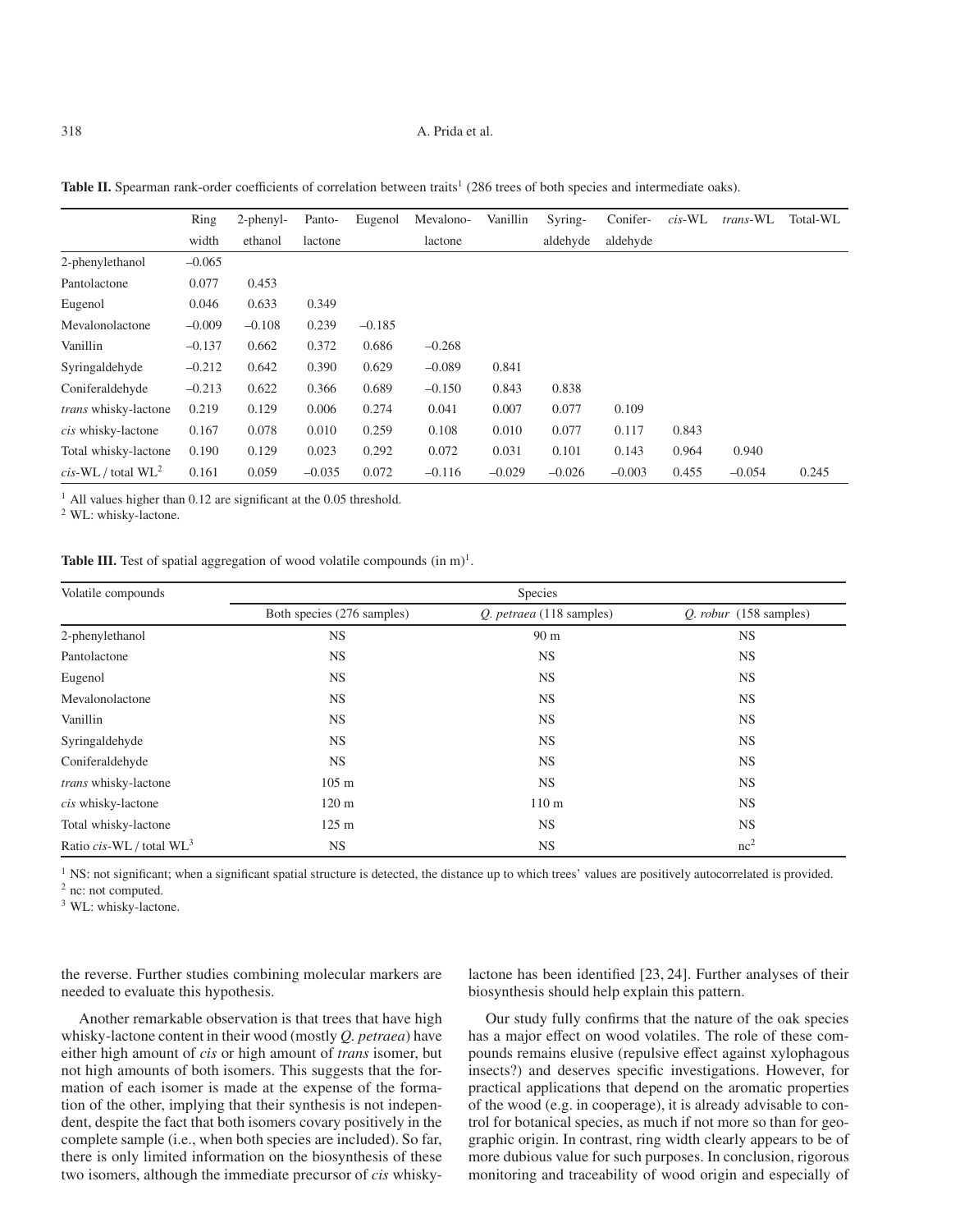**Table II.** Spearman rank-order coefficients of correlation between traits[1] (286 trees of both species and intermediate oaks).

| | Ring width | 2-phenyl-ethanol | Panto-lactone | Eugenol | Mevalono-lactone | Vanillin | Syring-aldehyde | Conifer-aldehyde | *cis*-WL | *trans*-WL | Total-WL |
|---|---|---|---|---|---|---|---|---|---|---|---|
| 2-phenylethanol | –0.065 | | | | | | | | | | |
| Pantolactone | 0.077 | 0.453 | | | | | | | | | |
| Eugenol | 0.046 | 0.633 | 0.349 | | | | | | | | |
| Mevalonolactone | –0.009 | –0.108 | 0.239 | –0.185 | | | | | | | |
| Vanillin | –0.137 | 0.662 | 0.372 | 0.686 | –0.268 | | | | | | |
| Syringaldehyde | –0.212 | 0.642 | 0.390 | 0.629 | –0.089 | 0.841 | | | | | |
| Coniferaldehyde | –0.213 | 0.622 | 0.366 | 0.689 | –0.150 | 0.843 | 0.838 | | | | |
| *trans* whisky-lactone | 0.219 | 0.129 | 0.006 | 0.274 | 0.041 | 0.007 | 0.077 | 0.109 | | | |
| *cis* whisky-lactone | 0.167 | 0.078 | 0.010 | 0.259 | 0.108 | 0.010 | 0.077 | 0.117 | 0.843 | | |
| Total whisky-lactone | 0.190 | 0.129 | 0.023 | 0.292 | 0.072 | 0.031 | 0.101 | 0.143 | 0.964 | 0.940 | |
| *cis*-WL / total WL[2] | 0.161 | 0.059 | –0.035 | 0.072 | –0.116 | –0.029 | –0.026 | –0.003 | 0.455 | –0.054 | 0.245 |

[1] All values higher than 0.12 are significant at the 0.05 threshold.
[2] WL: whisky-lactone.

**Table III.** Test of spatial aggregation of wood volatile compounds (in m)[1].

| Volatile compounds | Species | | |
|---|---|---|---|
| | Both species (276 samples) | *Q. petraea* (118 samples) | *Q. robur* (158 samples) |
| 2-phenylethanol | NS | 90 m | NS |
| Pantolactone | NS | NS | NS |
| Eugenol | NS | NS | NS |
| Mevalonolactone | NS | NS | NS |
| Vanillin | NS | NS | NS |
| Syringaldehyde | NS | NS | NS |
| Coniferaldehyde | NS | NS | NS |
| *trans* whisky-lactone | 105 m | NS | NS |
| *cis* whisky-lactone | 120 m | 110 m | NS |
| Total whisky-lactone | 125 m | NS | NS |
| Ratio *cis*-WL / total WL[3] | NS | NS | nc[2] |

[1] NS: not significant; when a significant spatial structure is detected, the distance up to which trees' values are positively autocorrelated is provided.
[2] nc: not computed.
[3] WL: whisky-lactone.

the reverse. Further studies combining molecular markers are needed to evaluate this hypothesis.

Another remarkable observation is that trees that have high whisky-lactone content in their wood (mostly *Q. petraea*) have either high amount of *cis* or high amount of *trans* isomer, but not high amounts of both isomers. This suggests that the formation of each isomer is made at the expense of the formation of the other, implying that their synthesis is not independent, despite the fact that both isomers covary positively in the complete sample (i.e., when both species are included). So far, there is only limited information on the biosynthesis of these two isomers, although the immediate precursor of *cis* whisky-lactone has been identified [23, 24]. Further analyses of their biosynthesis should help explain this pattern.

Our study fully confirms that the nature of the oak species has a major effect on wood volatiles. The role of these compounds remains elusive (repulsive effect against xylophagous insects?) and deserves specific investigations. However, for practical applications that depend on the aromatic properties of the wood (e.g. in cooperage), it is already advisable to control for botanical species, as much if not more so than for geographic origin. In contrast, ring width clearly appears to be of more dubious value for such purposes. In conclusion, rigorous monitoring and traceability of wood origin and especially of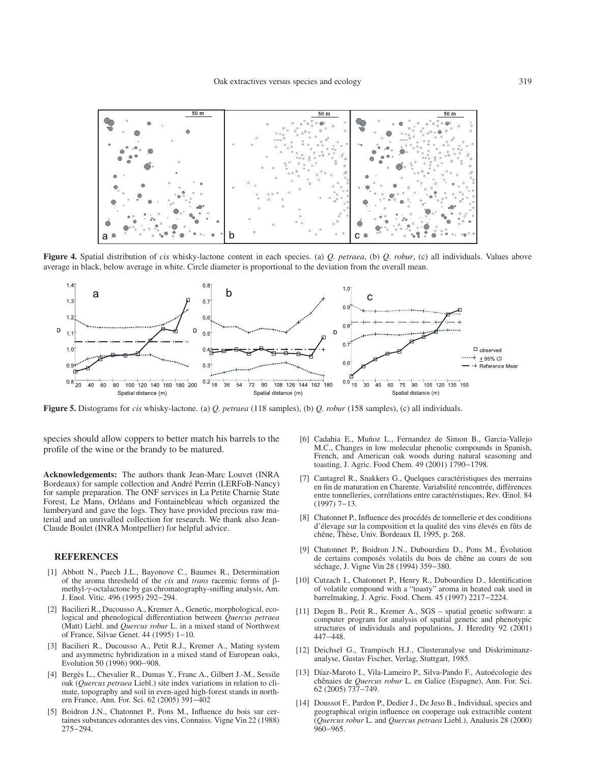**Figure 4.** Spatial distribution of *cis* whisky-lactone content in each species. (a) *Q. petraea*, (b) *Q. robur*, (c) all individuals. Values above average in black, below average in white. Circle diameter is proportional to the deviation from the overall mean.

**Figure 5.** Distograms for *cis* whisky-lactone. (a) *Q. petraea* (118 samples), (b) *Q. robur* (158 samples), (c) all individuals.

species should allow coppers to better match his barrels to the profile of the wine or the brandy to be matured.

**Acknowledgements:** The authors thank Jean-Marc Louvet (INRA Bordeaux) for sample collection and André Perrin (LERFoB-Nancy) for sample preparation. The ONF services in La Petite Charnie State Forest, Le Mans, Orléans and Fontainebleau which organized the lumberyard and gave the logs. They have provided precious raw material and an unrivalled collection for research. We thank also Jean-Claude Boulet (INRA Montpellier) for helpful advice.

## REFERENCES

[1] Abbott N., Puech J.L., Bayonove C., Baumes R., Determination of the aroma threshold of the *cis* and *trans* racemic forms of β-methyl-γ-octalactone by gas chromatography-sniffing analysis, Am. J. Enol. Vitic. 496 (1995) 292–294.

[2] Bacilieri R., Ducousso A., Kremer A., Genetic, morphological, ecological and phenological differentiation between *Quercus petraea* (Matt) Liebl. and *Quercus robur* L. in a mixed stand of Northwest of France, Silvae Genet. 44 (1995) 1–10.

[3] Bacilieri R., Ducousso A., Petit R.J., Kremer A., Mating system and asymmetric hybridization in a mixed stand of European oaks, Evolution 50 (1996) 900–908.

[4] Bergès L., Chevalier R., Dumas Y., Franc A., Gilbert J.-M., Sessile oak (*Quercus petraea* Liebl.) site index variations in relation to climate, topography and soil in even-aged high-forest stands in northern France, Ann. For. Sci. 62 (2005) 391–402

[5] Boidron J.N., Chatonnet P., Pons M., Influence du bois sur certaines substances odorantes des vins, Connaiss. Vigne Vin 22 (1988) 275–294.

[6] Cadahia E., Muñoz L., Fernandez de Simon B., Garcia-Vallejo M.C., Changes in low molecular phenolic compounds in Spanish, French, and American oak woods during natural seasoning and toasting, J. Agric. Food Chem. 49 (2001) 1790–1798.

[7] Cantagrel R., Snakkers G., Quelques caractéristiques des merrains en fin de maturation en Charente. Variabilité rencontrée, différences entre tonnelleries, corrélations entre caractéristiques, Rev. Œnol. 84 (1997) 7–13.

[8] Chatonnet P., Influence des procédés de tonnellerie et des conditions d'élevage sur la composition et la qualité des vins élevés en fûts de chêne, Thèse, Univ. Bordeaux II, 1995, p. 268.

[9] Chatonnet P., Boidron J.N., Dubourdieu D., Pons M., Évolution de certains composés volatils du bois de chêne au cours de son séchage, J. Vigne Vin 28 (1994) 359–380.

[10] Cutzach I., Chatonnet P., Henry R., Dubourdieu D., Identification of volatile compound with a "toasty" aroma in heated oak used in barrelmaking, J. Agric. Food. Chem. 45 (1997) 2217–2224.

[11] Degen B., Petit R., Kremer A., SGS – spatial genetic software: a computer program for analysis of spatial genetic and phenotypic structures of individuals and populations, J. Heredity 92 (2001) 447–448.

[12] Deichsel G., Trampisch H.J., Clusteranalyse und Diskriminanzanalyse, Gustav Fischer, Verlag, Stuttgart, 1985.

[13] Díaz-Maroto I., Vila-Lameiro P., Silva-Pando F., Autoécologie des chênaies de *Quercus robur* L. en Galice (Espagne), Ann. For. Sci. 62 (2005) 737–749.

[14] Doussot F., Pardon P., Dedier J., De Jeso B., Individual, species and geographical origin influence on cooperage oak extractible content (*Quercus robur* L. and *Quercus petraea* Liebl.), Analusis 28 (2000) 960–965.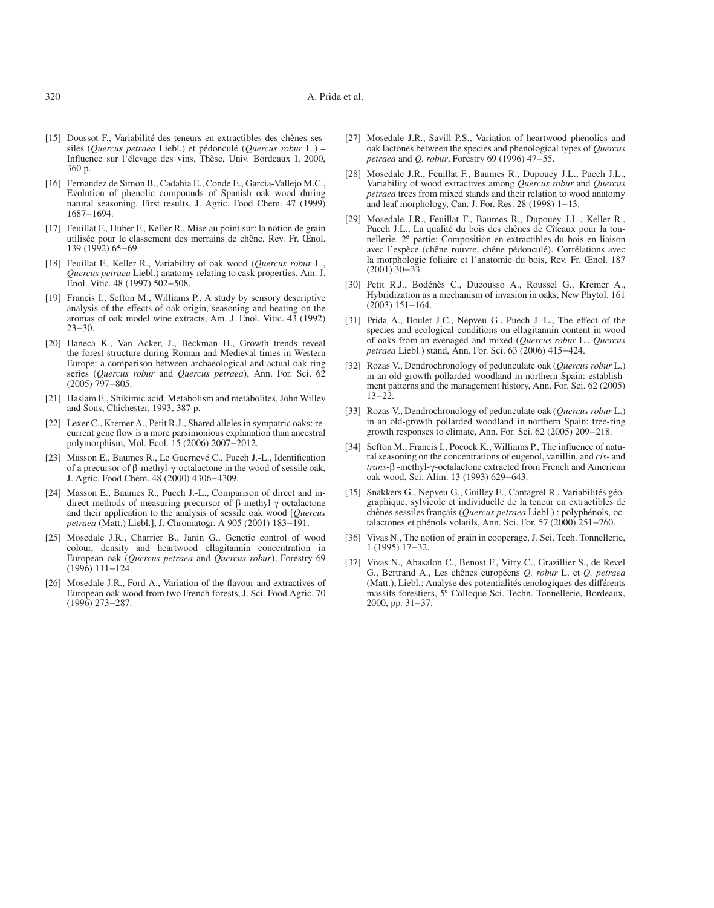[15] Doussot F., Variabilité des teneurs en extractibles des chênes sessiles (*Quercus petraea* Liebl.) et pédonculé (*Quercus robur* L.) – Influence sur l'élevage des vins, Thèse, Univ. Bordeaux I, 2000, 360 p.

[16] Fernandez de Simon B., Cadahia E., Conde E., Garcia-Vallejo M.C., Evolution of phenolic compounds of Spanish oak wood during natural seasoning. First results, J. Agric. Food Chem. 47 (1999) 1687–1694.

[17] Feuillat F., Huber F., Keller R., Mise au point sur: la notion de grain utilisée pour le classement des merrains de chêne, Rev. Fr. Œnol. 139 (1992) 65–69.

[18] Feuillat F., Keller R., Variability of oak wood (*Quercus robur* L., *Quercus petraea* Liebl.) anatomy relating to cask properties, Am. J. Enol. Vitic. 48 (1997) 502–508.

[19] Francis I., Sefton M., Williams P., A study by sensory descriptive analysis of the effects of oak origin, seasoning and heating on the aromas of oak model wine extracts, Am. J. Enol. Vitic. 43 (1992) 23–30.

[20] Haneca K., Van Acker, J., Beckman H., Growth trends reveal the forest structure during Roman and Medieval times in Western Europe: a comparison between archaeological and actual oak ring series (*Quercus robur* and *Quercus petraea*), Ann. For. Sci. 62 (2005) 797–805.

[21] Haslam E., Shikimic acid. Metabolism and metabolites, John Willey and Sons, Chichester, 1993, 387 p.

[22] Lexer C., Kremer A., Petit R.J., Shared alleles in sympatric oaks: recurrent gene flow is a more parsimonious explanation than ancestral polymorphism, Mol. Ecol. 15 (2006) 2007–2012.

[23] Masson E., Baumes R., Le Guernevé C., Puech J.-L., Identification of a precursor of β-methyl-γ-octalactone in the wood of sessile oak, J. Agric. Food Chem. 48 (2000) 4306–4309.

[24] Masson E., Baumes R., Puech J.-L., Comparison of direct and indirect methods of measuring precursor of β-methyl-γ-octalactone and their application to the analysis of sessile oak wood [*Quercus petraea* (Matt.) Liebl.], J. Chromatogr. A 905 (2001) 183–191.

[25] Mosedale J.R., Charrier B., Janin G., Genetic control of wood colour, density and heartwood ellagitannin concentration in European oak (*Quercus petraea* and *Quercus robur*), Forestry 69 (1996) 111–124.

[26] Mosedale J.R., Ford A., Variation of the flavour and extractives of European oak wood from two French forests, J. Sci. Food Agric. 70 (1996) 273–287.

[27] Mosedale J.R., Savill P.S., Variation of heartwood phenolics and oak lactones between the species and phenological types of *Quercus petraea* and *Q. robur*, Forestry 69 (1996) 47–55.

[28] Mosedale J.R., Feuillat F., Baumes R., Dupouey J.L., Puech J.L., Variability of wood extractives among *Quercus robur* and *Quercus petraea* trees from mixed stands and their relation to wood anatomy and leaf morphology, Can. J. For. Res. 28 (1998) 1–13.

[29] Mosedale J.R., Feuillat F., Baumes R., Dupouey J.L., Keller R., Puech J.L., La qualité du bois des chênes de Cîteaux pour la tonnellerie. 2e partie: Composition en extractibles du bois en liaison avec l'espèce (chêne rouvre, chêne pédonculé). Corrélations avec la morphologie foliaire et l'anatomie du bois, Rev. Fr. Œnol. 187 (2001) 30–33.

[30] Petit R.J., Bodénès C., Ducousso A., Roussel G., Kremer A., Hybridization as a mechanism of invasion in oaks, New Phytol. 161 (2003) 151–164.

[31] Prida A., Boulet J.C., Nepveu G., Puech J.-L., The effect of the species and ecological conditions on ellagitannin content in wood of oaks from an evenaged and mixed (*Quercus robur* L., *Quercus petraea* Liebl.) stand, Ann. For. Sci. 63 (2006) 415–424.

[32] Rozas V., Dendrochronology of pedunculate oak (*Quercus robur* L.) in an old-growth pollarded woodland in northern Spain: establishment patterns and the management history, Ann. For. Sci. 62 (2005) 13–22.

[33] Rozas V., Dendrochronology of pedunculate oak (*Quercus robur* L.) in an old-growth pollarded woodland in northern Spain: tree-ring growth responses to climate, Ann. For. Sci. 62 (2005) 209–218.

[34] Sefton M., Francis I., Pocock K., Williams P., The influence of natural seasoning on the concentrations of eugenol, vanillin, and *cis*- and *trans*-β -methyl-γ-octalactone extracted from French and American oak wood, Sci. Alim. 13 (1993) 629–643.

[35] Snakkers G., Nepveu G., Guilley E., Cantagrel R., Variabilités géographique, sylvicole et individuelle de la teneur en extractibles de chênes sessiles français (*Quercus petraea* Liebl.) : polyphénols, octalactones et phénols volatils, Ann. Sci. For. 57 (2000) 251–260.

[36] Vivas N., The notion of grain in cooperage, J. Sci. Tech. Tonnellerie, 1 (1995) 17–32.

[37] Vivas N., Abasalon C., Benost F., Vitry C., Grazillier S., de Revel G., Bertrand A., Les chênes européens *Q. robur* L. et *Q. petraea* (Matt.), Liebl.: Analyse des potentialités œnologiques des différents massifs forestiers, 5e Colloque Sci. Techn. Tonnellerie, Bordeaux, 2000, pp. 31–37.